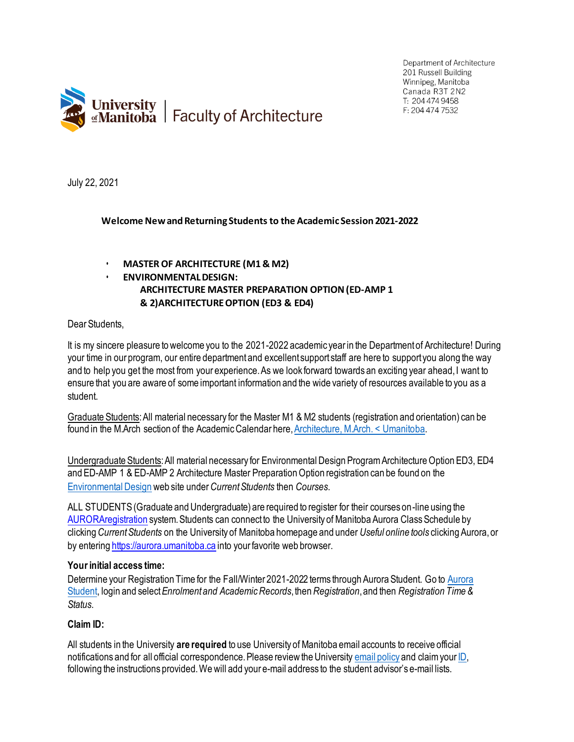University of Manitoba | Faculty of Architecture

Department of Architecture
201 Russell Building
Winnipeg, Manitoba
Canada R3T 2N2
T: 204 474 9458
F: 204 474 7532

July 22, 2021

**Welcome New and Returning Students to the Academic Session 2021-2022**

- **MASTER OF ARCHITECTURE (M1 & M2)**
- **ENVIRONMENTAL DESIGN:**
  **ARCHITECTURE MASTER PREPARATION OPTION (ED-AMP 1 & 2) ARCHITECTURE OPTION (ED3 & ED4)**

Dear Students,

It is my sincere pleasure to welcome you to the 2021-2022 academic year in the Department of Architecture! During your time in our program, our entire department and excellent support staff are here to support you along the way and to help you get the most from your experience. As we look forward towards an exciting year ahead, I want to ensure that you are aware of some important information and the wide variety of resources available to you as a student.

Graduate Students: All material necessary for the Master M1 & M2 students (registration and orientation) can be found in the M.Arch section of the Academic Calendar here, Architecture, M.Arch. < Umanitoba.

Undergraduate Students: All material necessary for Environmental Design Program Architecture Option ED3, ED4 and ED-AMP 1 & ED-AMP 2 Architecture Master Preparation Option registration can be found on the Environmental Design web site under *Current Students* then *Courses*.

ALL STUDENTS (Graduate and Undergraduate) are required to register for their courses on-line using the AURORAregistration system. Students can connect to the University of Manitoba Aurora Class Schedule by clicking *Current Students* on the University of Manitoba homepage and under *Useful online tools* clicking Aurora, or by entering https://aurora.umanitoba.ca into your favorite web browser.

**Your initial access time:**

Determine your Registration Time for the Fall/Winter 2021-2022 terms through Aurora Student. Go to Aurora Student, login and select *Enrolment and Academic Records*, then *Registration*, and then *Registration Time & Status*.

**Claim ID:**

All students in the University **are required** to use University of Manitoba email accounts to receive official notifications and for all official correspondence. Please review the University email policy and claim your ID, following the instructions provided. We will add your e-mail address to the student advisor's e-mail lists.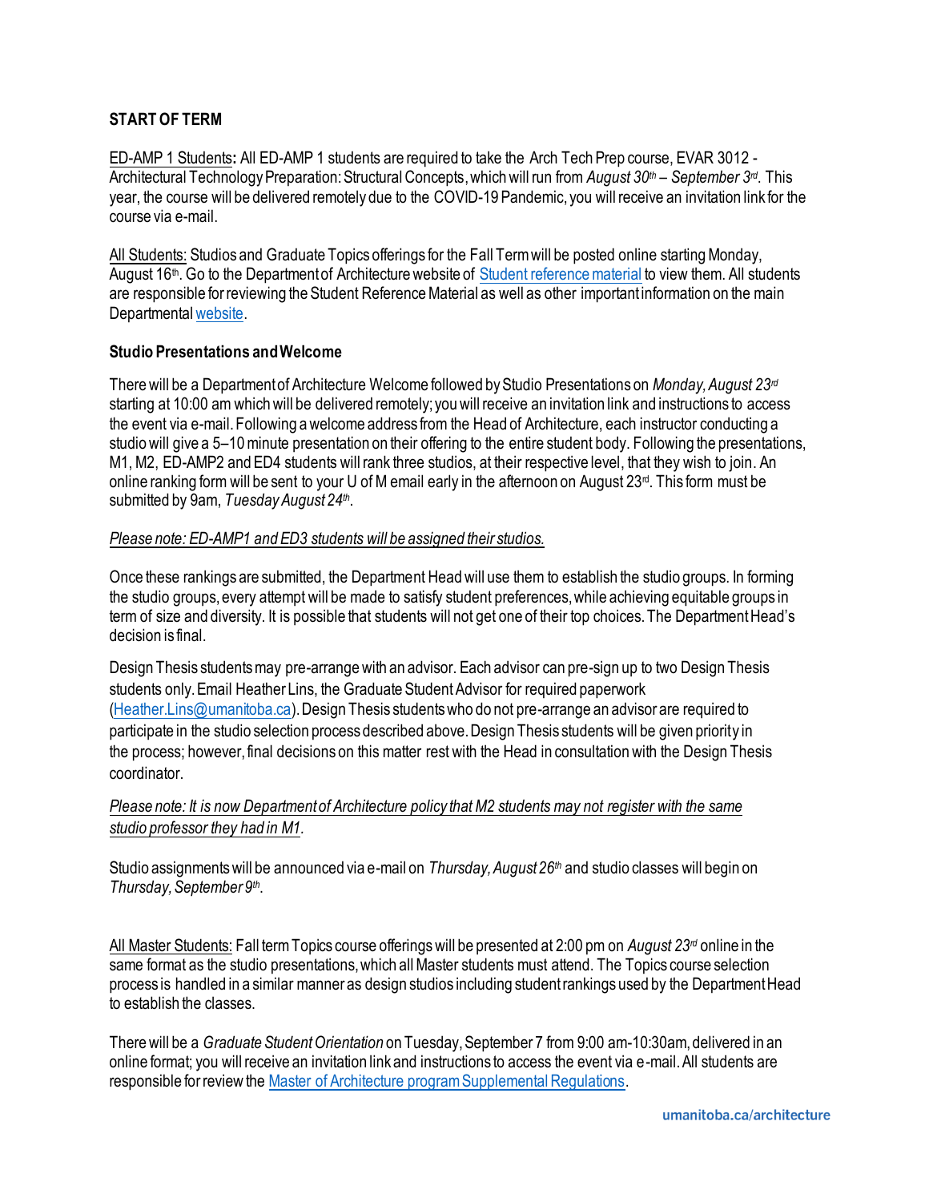**START OF TERM**

ED-AMP 1 Students**:** All ED-AMP 1 students are required to take the Arch Tech Prep course, EVAR 3012 - Architectural Technology Preparation: Structural Concepts, which will run from *August 30th – September 3rd*. This year, the course will be delivered remotely due to the COVID-19 Pandemic, you will receive an invitation link for the course via e-mail.

All Students: Studios and Graduate Topics offerings for the Fall Term will be posted online starting Monday, August 16th. Go to the Department of Architecture website of Student reference material to view them. All students are responsible for reviewing the Student Reference Material as well as other important information on the main Departmental website.

**Studio Presentations and Welcome**

There will be a Department of Architecture Welcome followed by Studio Presentations on *Monday, August 23rd* starting at 10:00 am which will be delivered remotely; you will receive an invitation link and instructions to access the event via e-mail. Following a welcome address from the Head of Architecture, each instructor conducting a studio will give a 5–10 minute presentation on their offering to the entire student body. Following the presentations, M1, M2, ED-AMP2 and ED4 students will rank three studios, at their respective level, that they wish to join. An online ranking form will be sent to your U of M email early in the afternoon on August 23rd. This form must be submitted by 9am, *Tuesday August 24th*.

*Please note: ED-AMP1 and ED3 students will be assigned their studios.*

Once these rankings are submitted, the Department Head will use them to establish the studio groups. In forming the studio groups, every attempt will be made to satisfy student preferences, while achieving equitable groups in term of size and diversity. It is possible that students will not get one of their top choices. The Department Head's decision is final.

Design Thesis students may pre-arrange with an advisor. Each advisor can pre-sign up to two Design Thesis students only. Email Heather Lins, the Graduate Student Advisor for required paperwork (Heather.Lins@umanitoba.ca). Design Thesis students who do not pre-arrange an advisor are required to participate in the studio selection process described above. Design Thesis students will be given priority in the process; however, final decisions on this matter rest with the Head in consultation with the Design Thesis coordinator.

*Please note: It is now Department of Architecture policy that M2 students may not register with the same studio professor they had in M1.*

Studio assignments will be announced via e-mail on *Thursday, August 26th* and studio classes will begin on *Thursday, September 9th*.

All Master Students: Fall term Topics course offerings will be presented at 2:00 pm on *August 23rd* online in the same format as the studio presentations, which all Master students must attend. The Topics course selection process is handled in a similar manner as design studios including student rankings used by the Department Head to establish the classes.

There will be a *Graduate Student Orientation* on Tuesday, September 7 from 9:00 am-10:30am, delivered in an online format; you will receive an invitation link and instructions to access the event via e-mail. All students are responsible for review the Master of Architecture program Supplemental Regulations.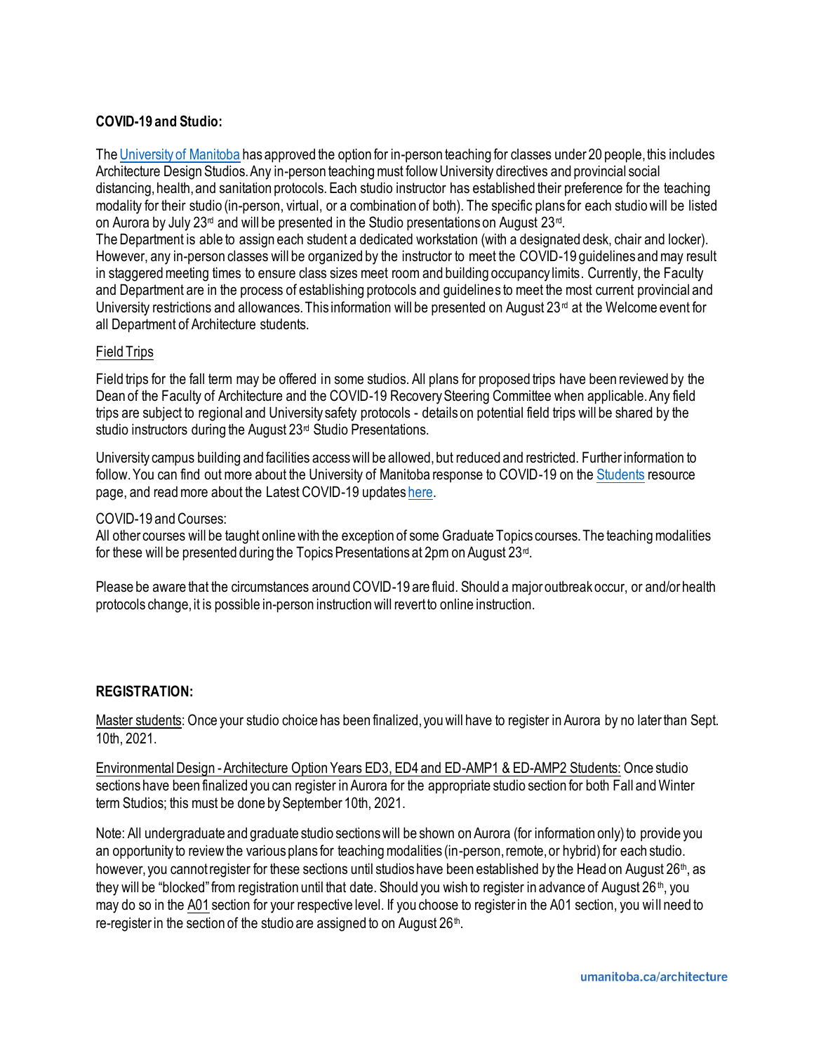**COVID-19 and Studio:**

The University of Manitoba has approved the option for in-person teaching for classes under 20 people, this includes Architecture Design Studios. Any in-person teaching must follow University directives and provincial social distancing, health, and sanitation protocols. Each studio instructor has established their preference for the teaching modality for their studio (in-person, virtual, or a combination of both). The specific plans for each studio will be listed on Aurora by July 23rd and will be presented in the Studio presentations on August 23rd.
The Department is able to assign each student a dedicated workstation (with a designated desk, chair and locker). However, any in-person classes will be organized by the instructor to meet the COVID-19 guidelines and may result in staggered meeting times to ensure class sizes meet room and building occupancy limits. Currently, the Faculty and Department are in the process of establishing protocols and guidelines to meet the most current provincial and University restrictions and allowances. This information will be presented on August 23rd at the Welcome event for all Department of Architecture students.

Field Trips

Field trips for the fall term may be offered in some studios. All plans for proposed trips have been reviewed by the Dean of the Faculty of Architecture and the COVID-19 Recovery Steering Committee when applicable. Any field trips are subject to regional and University safety protocols - details on potential field trips will be shared by the studio instructors during the August 23rd Studio Presentations.

University campus building and facilities access will be allowed, but reduced and restricted. Further information to follow. You can find out more about the University of Manitoba response to COVID-19 on the Students resource page, and read more about the Latest COVID-19 updates here.

COVID-19 and Courses:
All other courses will be taught online with the exception of some Graduate Topics courses. The teaching modalities for these will be presented during the Topics Presentations at 2pm on August 23rd.

Please be aware that the circumstances around COVID-19 are fluid. Should a major outbreak occur, or and/or health protocols change, it is possible in-person instruction will revert to online instruction.

**REGISTRATION:**

Master students: Once your studio choice has been finalized, you will have to register in Aurora by no later than Sept. 10th, 2021.

Environmental Design - Architecture Option Years ED3, ED4 and ED-AMP1 & ED-AMP2 Students: Once studio sections have been finalized you can register in Aurora for the appropriate studio section for both Fall and Winter term Studios; this must be done by September 10th, 2021.

Note: All undergraduate and graduate studio sections will be shown on Aurora (for information only) to provide you an opportunity to review the various plans for teaching modalities (in-person, remote, or hybrid) for each studio. however, you cannot register for these sections until studios have been established by the Head on August 26th, as they will be "blocked" from registration until that date. Should you wish to register in advance of August 26th, you may do so in the A01 section for your respective level. If you choose to register in the A01 section, you will need to re-register in the section of the studio are assigned to on August 26th.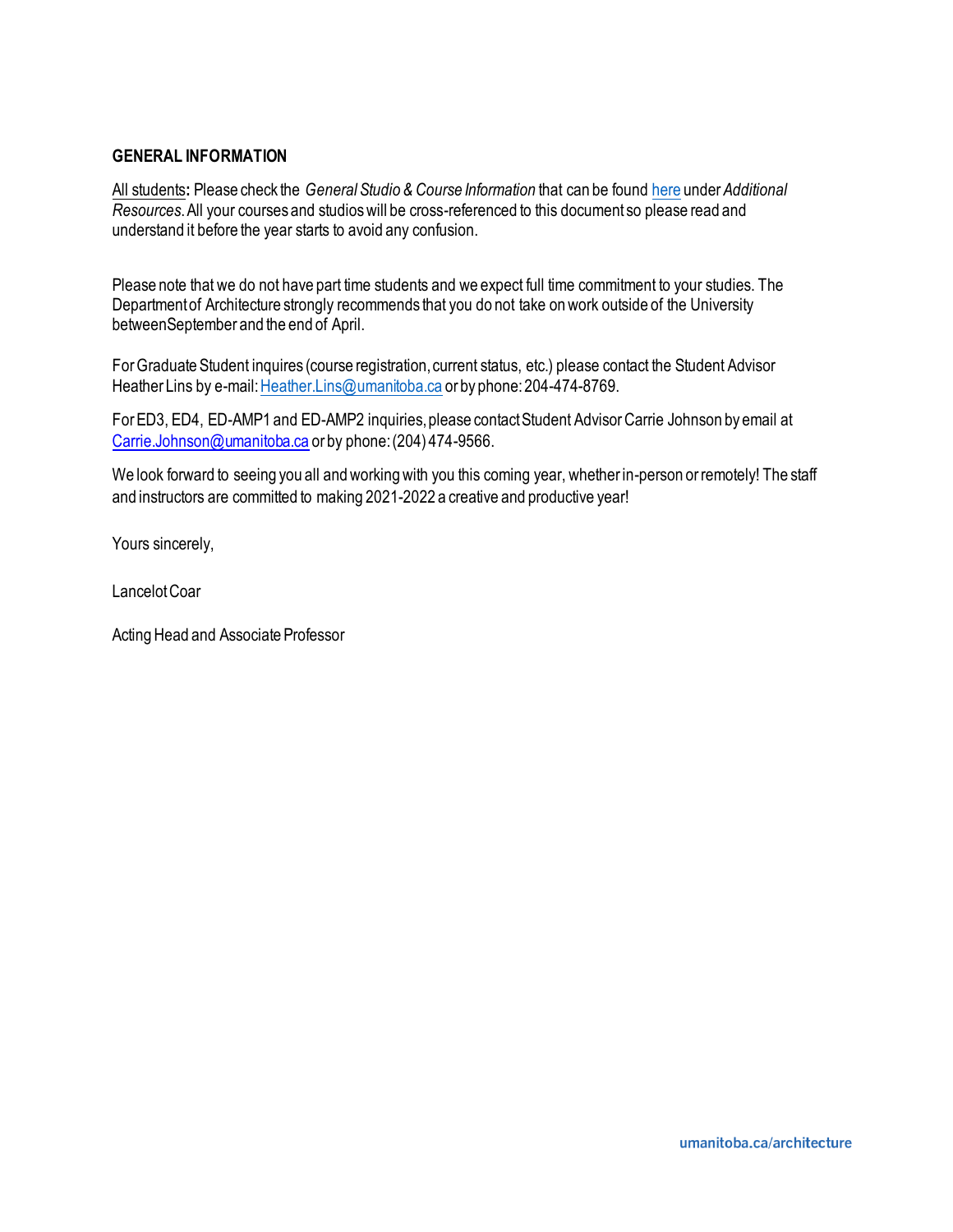## GENERAL INFORMATION

All students: Please check the *General Studio & Course Information* that can be found here under *Additional Resources*. All your courses and studios will be cross-referenced to this document so please read and understand it before the year starts to avoid any confusion.

Please note that we do not have part time students and we expect full time commitment to your studies. The Department of Architecture strongly recommends that you do not take on work outside of the University betweenSeptember and the end of April.

For Graduate Student inquires (course registration, current status, etc.) please contact the Student Advisor Heather Lins by e-mail: Heather.Lins@umanitoba.ca or by phone: 204-474-8769.

For ED3, ED4, ED-AMP1 and ED-AMP2 inquiries, please contact Student Advisor Carrie Johnson by email at Carrie.Johnson@umanitoba.ca or by phone: (204) 474-9566.

We look forward to seeing you all and working with you this coming year, whether in-person or remotely! The staff and instructors are committed to making 2021-2022 a creative and productive year!

Yours sincerely,

Lancelot Coar

Acting Head and Associate Professor